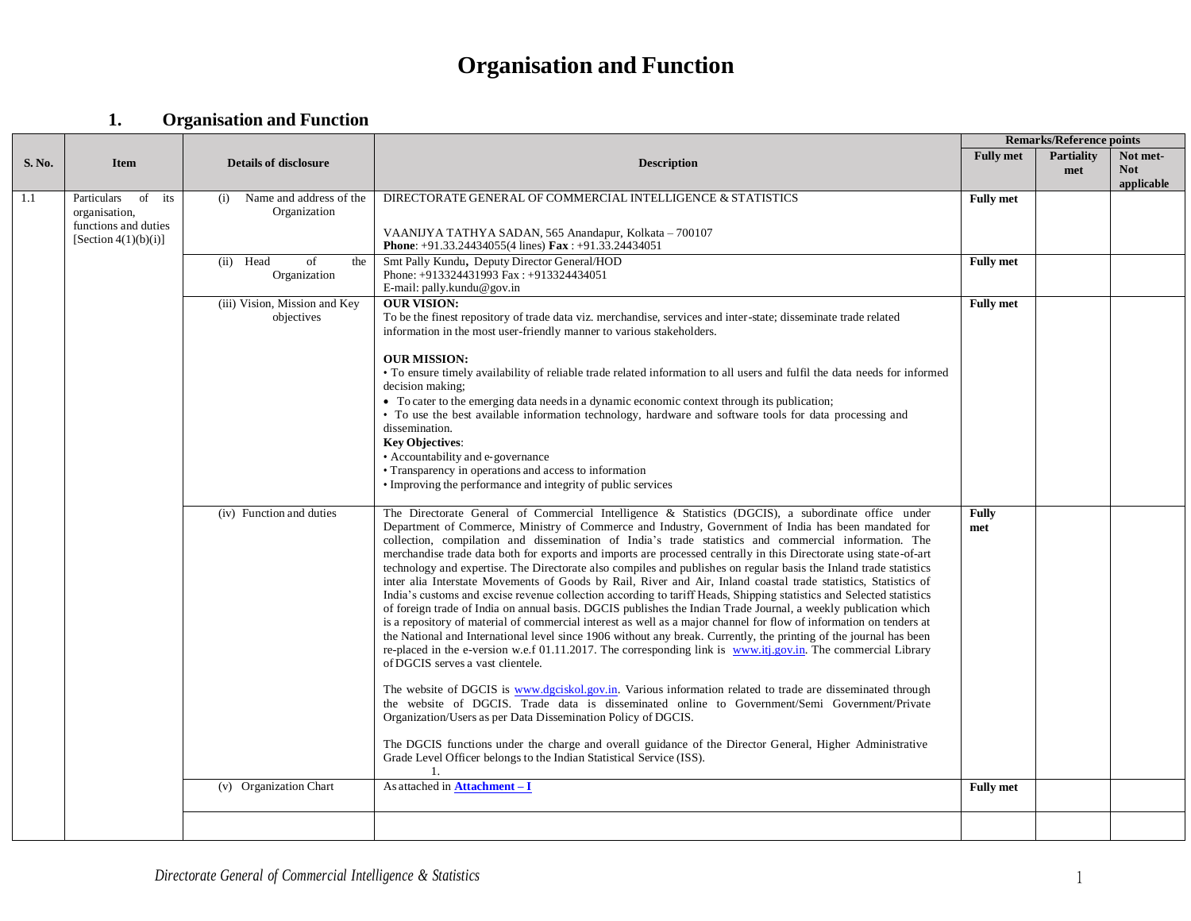# Organisation and Function

## 1. Organisation and Function

| S. No. | Item | Details of disclosure | Description | Remarks/Reference points | | |
|---|---|---|---|---|---|---|
| | | | | **Fully met** | **Partiality met** | **Not met-Not applicable** |
| 1.1 | Particulars of its organisation, functions and duties [Section 4(1)(b)(i)] | (i) Name and address of the Organization | DIRECTORATE GENERAL OF COMMERCIAL INTELLIGENCE & STATISTICS<br><br>VAANIJYA TATHYA SADAN, 565 Anandapur, Kolkata – 700107<br>**Phone**: +91.33.24434055(4 lines) **Fax** : +91.33.24434051 | **Fully met** | | |
| | | (ii) Head of the Organization | Smt Pally Kundu**,** Deputy Director General/HOD<br>Phone: +913324431993 Fax : +913324434051<br>E-mail: pally.kundu@gov.in | **Fully met** | | |
| | | (iii) Vision, Mission and Key objectives | **OUR VISION:**<br>To be the finest repository of trade data viz. merchandise, services and inter-state; disseminate trade related information in the most user-friendly manner to various stakeholders.<br><br>**OUR MISSION:**<br>• To ensure timely availability of reliable trade related information to all users and fulfil the data needs for informed decision making;<br>• To cater to the emerging data needs in a dynamic economic context through its publication;<br>• To use the best available information technology, hardware and software tools for data processing and dissemination.<br>**Key Objectives**:<br>• Accountability and e-governance<br>• Transparency in operations and access to information<br>• Improving the performance and integrity of public services | **Fully met** | | |
| | | (iv) Function and duties | The Directorate General of Commercial Intelligence & Statistics (DGCIS), a subordinate office under Department of Commerce, Ministry of Commerce and Industry, Government of India has been mandated for collection, compilation and dissemination of India's trade statistics and commercial information. The merchandise trade data both for exports and imports are processed centrally in this Directorate using state-of-art technology and expertise. The Directorate also compiles and publishes on regular basis the Inland trade statistics inter alia Interstate Movements of Goods by Rail, River and Air, Inland coastal trade statistics, Statistics of India's customs and excise revenue collection according to tariff Heads, Shipping statistics and Selected statistics of foreign trade of India on annual basis. DGCIS publishes the Indian Trade Journal, a weekly publication which is a repository of material of commercial interest as well as a major channel for flow of information on tenders at the National and International level since 1906 without any break. Currently, the printing of the journal has been re-placed in the e-version w.e.f 01.11.2017. The corresponding link is www.itj.gov.in. The commercial Library of DGCIS serves a vast clientele.<br><br>The website of DGCIS is www.dgciskol.gov.in. Various information related to trade are disseminated through the website of DGCIS. Trade data is disseminated online to Government/Semi Government/Private Organization/Users as per Data Dissemination Policy of DGCIS.<br><br>The DGCIS functions under the charge and overall guidance of the Director General, Higher Administrative Grade Level Officer belongs to the Indian Statistical Service (ISS).<br>1. | **Fully met** | | |
| | | (v) Organization Chart | As attached in **Attachment – I** | **Fully met** | | |
| | | | | | | |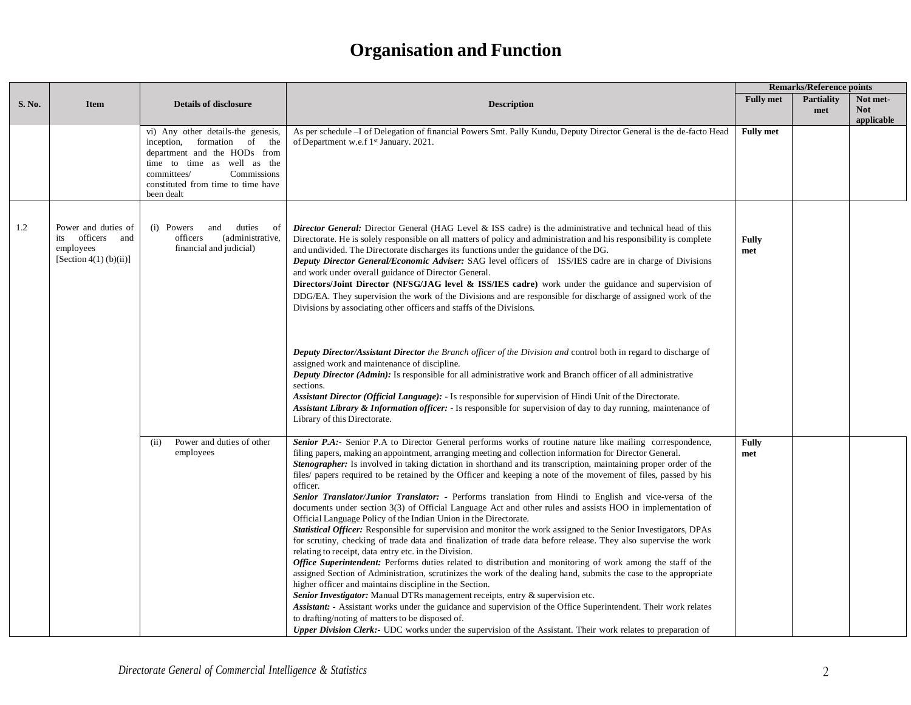# Organisation and Function

| S. No. | Item | Details of disclosure | Description | Remarks/Reference points | | |
|---|---|---|---|---|---|---|
| | | | | Fully met | Partiality met | Not met- Not applicable |
| | | vi) Any other details-the genesis, inception, formation of the department and the HODs from time to time as well as the committees/ Commissions constituted from time to time have been dealt | As per schedule –I of Delegation of financial Powers Smt. Pally Kundu, Deputy Director General is the de-facto Head of Department w.e.f 1st January. 2021. | Fully met | | |
| 1.2 | Power and duties of its officers and employees [Section 4(1) (b)(ii)] | (i) Powers and duties of officers (administrative, financial and judicial) | ***Director General:*** Director General (HAG Level & ISS cadre) is the administrative and technical head of this Directorate. He is solely responsible on all matters of policy and administration and his responsibility is complete and undivided. The Directorate discharges its functions under the guidance of the DG.<br>***Deputy Director General/Economic Adviser:*** SAG level officers of ISS/IES cadre are in charge of Divisions and work under overall guidance of Director General.<br>**Directors/Joint Director (NFSG/JAG level & ISS/IES cadre)** work under the guidance and supervision of DDG/EA. They supervision the work of the Divisions and are responsible for discharge of assigned work of the Divisions by associating other officers and staffs of the Divisions.<br>***Deputy Director/Assistant Director*** *the Branch officer of the Division and* control both in regard to discharge of assigned work and maintenance of discipline.<br>***Deputy Director (Admin):*** Is responsible for all administrative work and Branch officer of all administrative sections.<br>***Assistant Director (Official Language): -*** Is responsible for supervision of Hindi Unit of the Directorate.<br>***Assistant Library & Information officer: -*** Is responsible for supervision of day to day running, maintenance of Library of this Directorate. | Fully met | | |
| | | (ii) Power and duties of other employees | ***Senior P.A:-*** Senior P.A to Director General performs works of routine nature like mailing correspondence, filing papers, making an appointment, arranging meeting and collection information for Director General.<br>***Stenographer:*** Is involved in taking dictation in shorthand and its transcription, maintaining proper order of the files/ papers required to be retained by the Officer and keeping a note of the movement of files, passed by his officer.<br>***Senior Translator/Junior Translator: -*** Performs translation from Hindi to English and vice-versa of the documents under section 3(3) of Official Language Act and other rules and assists HOO in implementation of Official Language Policy of the Indian Union in the Directorate.<br>***Statistical Officer:*** Responsible for supervision and monitor the work assigned to the Senior Investigators, DPAs for scrutiny, checking of trade data and finalization of trade data before release. They also supervise the work relating to receipt, data entry etc. in the Division.<br>***Office Superintendent:*** Performs duties related to distribution and monitoring of work among the staff of the assigned Section of Administration, scrutinizes the work of the dealing hand, submits the case to the appropriate higher officer and maintains discipline in the Section.<br>***Senior Investigator:*** Manual DTRs management receipts, entry & supervision etc.<br>***Assistant: -*** Assistant works under the guidance and supervision of the Office Superintendent. Their work relates to drafting/noting of matters to be disposed of.<br>***Upper Division Clerk:-*** UDC works under the supervision of the Assistant. Their work relates to preparation of | Fully met | | |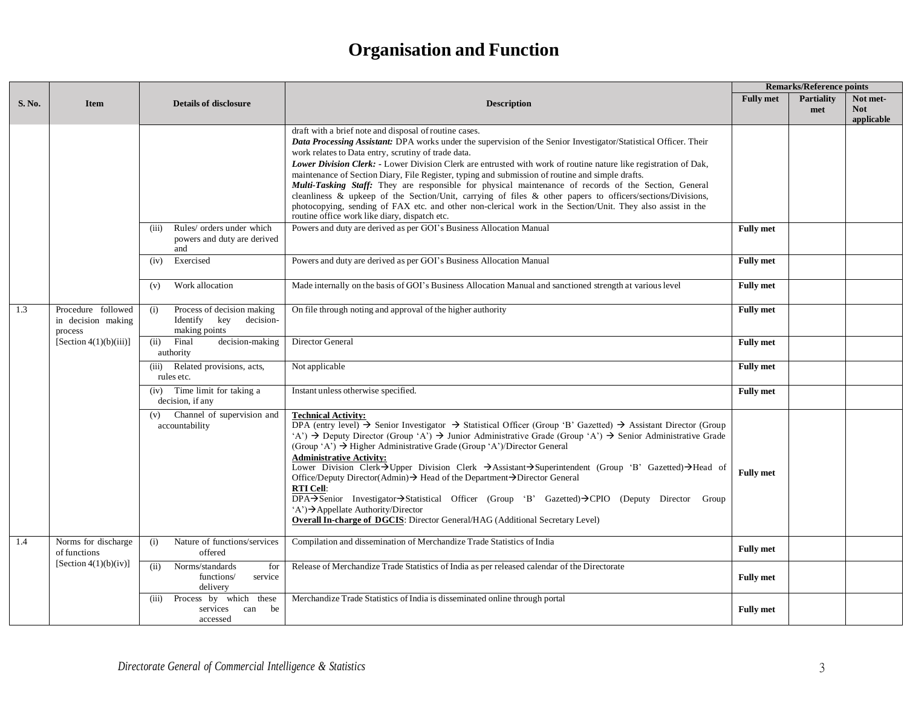# Organisation and Function

| S. No. | Item | Details of disclosure | Description | Remarks/Reference points | | |
|---|---|---|---|---|---|---|
| | | | | Fully met | Partiality met | Not met- Not applicable |
| | | | draft with a brief note and disposal of routine cases. ***Data Processing Assistant:*** DPA works under the supervision of the Senior Investigator/Statistical Officer. Their work relates to Data entry, scrutiny of trade data. ***Lower Division Clerk: -*** Lower Division Clerk are entrusted with work of routine nature like registration of Dak, maintenance of Section Diary, File Register, typing and submission of routine and simple drafts. ***Multi-Tasking Staff:*** They are responsible for physical maintenance of records of the Section, General cleanliness & upkeep of the Section/Unit, carrying of files & other papers to officers/sections/Divisions, photocopying, sending of FAX etc. and other non-clerical work in the Section/Unit. They also assist in the routine office work like diary, dispatch etc. | | | |
| | | (iii) Rules/ orders under which powers and duty are derived and | Powers and duty are derived as per GOI's Business Allocation Manual | **Fully met** | | |
| | | (iv) Exercised | Powers and duty are derived as per GOI's Business Allocation Manual | **Fully met** | | |
| | | (v) Work allocation | Made internally on the basis of GOI's Business Allocation Manual and sanctioned strength at various level | **Fully met** | | |
| 1.3 | Procedure followed in decision making process [Section 4(1)(b)(iii)] | (i) Process of decision making Identify key decision-making points | On file through noting and approval of the higher authority | **Fully met** | | |
| | | (ii) Final decision-making authority | Director General | **Fully met** | | |
| | | (iii) Related provisions, acts, rules etc. | Not applicable | **Fully met** | | |
| | | (iv) Time limit for taking a decision, if any | Instant unless otherwise specified. | **Fully met** | | |
| | | (v) Channel of supervision and accountability | **<u>Technical Activity:</u>** DPA (entry level) → Senior Investigator → Statistical Officer (Group 'B' Gazetted) → Assistant Director (Group 'A') → Deputy Director (Group 'A') → Junior Administrative Grade (Group 'A') → Senior Administrative Grade (Group 'A') → Higher Administrative Grade (Group 'A')/Director General **<u>Administrative Activity:</u>** Lower Division Clerk→Upper Division Clerk →Assistant→Superintendent (Group 'B' Gazetted)→Head of Office/Deputy Director(Admin)→ Head of the Department→Director General **<u>RTI Cell</u>**: DPA→Senior Investigator→Statistical Officer (Group 'B' Gazetted)→CPIO (Deputy Director Group 'A')→Appellate Authority/Director **<u>Overall In-charge of DGCIS</u>**: Director General/HAG (Additional Secretary Level) | **Fully met** | | |
| 1.4 | Norms for discharge of functions [Section 4(1)(b)(iv)] | (i) Nature of functions/services offered | Compilation and dissemination of Merchandize Trade Statistics of India | **Fully met** | | |
| | | (ii) Norms/standards for functions/ service delivery | Release of Merchandize Trade Statistics of India as per released calendar of the Directorate | **Fully met** | | |
| | | (iii) Process by which these services can be accessed | Merchandize Trade Statistics of India is disseminated online through portal | **Fully met** | | |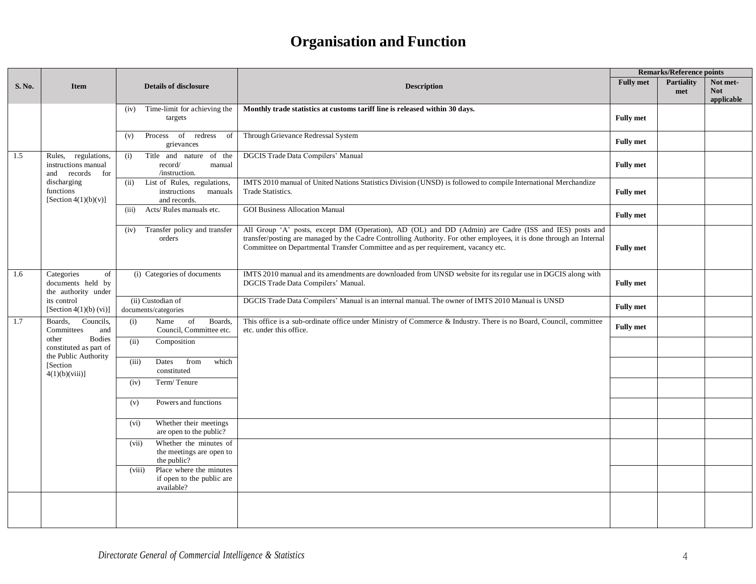# Organisation and Function

| S. No. | Item | Details of disclosure | Description | Remarks/Reference points | | |
|---|---|---|---|---|---|---|
| | | | | Fully met | Partiality met | Not met-Not applicable |
| | | (iv) Time-limit for achieving the targets | **Monthly trade statistics at customs tariff line is released within 30 days.** | **Fully met** | | |
| | | (v) Process of redress of grievances | Through Grievance Redressal System | **Fully met** | | |
| 1.5 | Rules, regulations, instructions manual and records for discharging functions [Section 4(1)(b)(v)] | (i) Title and nature of the record/ manual /instruction. | DGCIS Trade Data Compilers' Manual | **Fully met** | | |
| | | (ii) List of Rules, regulations, instructions manuals and records. | IMTS 2010 manual of United Nations Statistics Division (UNSD) is followed to compile International Merchandize Trade Statistics. | **Fully met** | | |
| | | (iii) Acts/ Rules manuals etc. | GOI Business Allocation Manual | **Fully met** | | |
| | | (iv) Transfer policy and transfer orders | All Group 'A' posts, except DM (Operation), AD (OL) and DD (Admin) are Cadre (ISS and IES) posts and transfer/posting are managed by the Cadre Controlling Authority. For other employees, it is done through an Internal Committee on Departmental Transfer Committee and as per requirement, vacancy etc. | **Fully met** | | |
| 1.6 | Categories of documents held by the authority under its control [Section 4(1)(b) (vi)] | (i) Categories of documents | IMTS 2010 manual and its amendments are downloaded from UNSD website for its regular use in DGCIS along with DGCIS Trade Data Compilers' Manual. | **Fully met** | | |
| | | (ii) Custodian of documents/categories | DGCIS Trade Data Compilers' Manual is an internal manual. The owner of IMTS 2010 Manual is UNSD | **Fully met** | | |
| 1.7 | Boards, Councils, Committees and other Bodies constituted as part of the Public Authority [Section 4(1)(b)(viii)] | (i) Name of Boards, Council, Committee etc. | This office is a sub-ordinate office under Ministry of Commerce & Industry. There is no Board, Council, committee etc. under this office. | **Fully met** | | |
| | | (ii) Composition | | | | |
| | | (iii) Dates from which constituted | | | | |
| | | (iv) Term/ Tenure | | | | |
| | | (v) Powers and functions | | | | |
| | | (vi) Whether their meetings are open to the public? | | | | |
| | | (vii) Whether the minutes of the meetings are open to the public? | | | | |
| | | (viii) Place where the minutes if open to the public are available? | | | | |
| | | | | | | |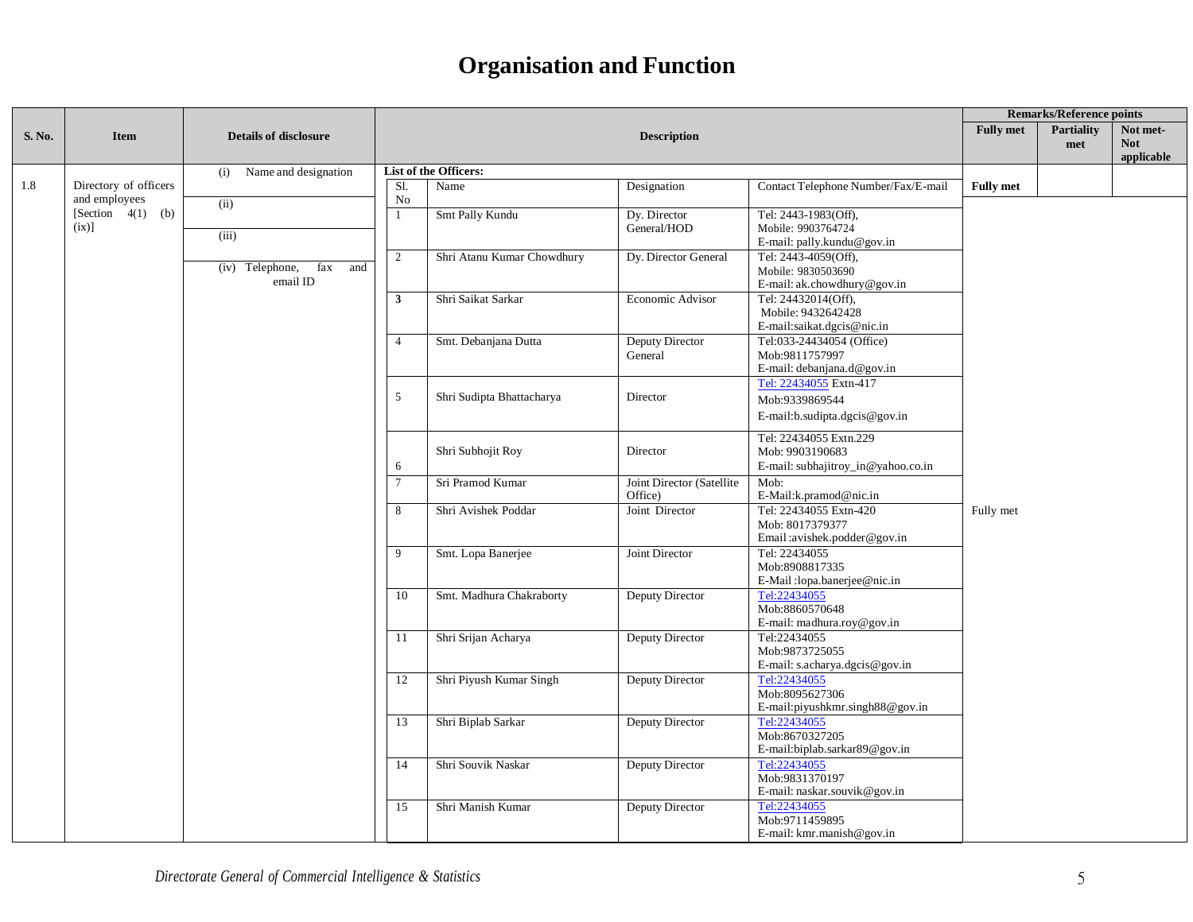# Organisation and Function

| S. No. | Item | Details of disclosure | Description | | | | Remarks/Reference points | | |
|---|---|---|---|---|---|---|---|---|---|
| | | | | | | | Fully met | Partiality met | Not met- Not applicable |
| 1.8 | Directory of officers and employees [Section 4(1) (b) (ix)] | (i) Name and designation<br>(ii)<br>(iii)<br>(iv) Telephone, fax and email ID | **List of the Officers:** | | | | | | |
| | | | Sl. No | Name | Designation | Contact Telephone Number/Fax/E-mail | **Fully met** | | |
| | | | 1 | Smt Pally Kundu | Dy. Director General/HOD | Tel: 2443-1983(Off), Mobile: 9903764724 E-mail: pally.kundu@gov.in | | | |
| | | | 2 | Shri Atanu Kumar Chowdhury | Dy. Director General | Tel: 2443-4059(Off), Mobile: 9830503690 E-mail: ak.chowdhury@gov.in | | | |
| | | | **3** | Shri Saikat Sarkar | Economic Advisor | Tel: 24432014(Off), Mobile: 9432642428 E-mail:saikat.dgcis@nic.in | | | |
| | | | 4 | Smt. Debanjana Dutta | Deputy Director General | Tel:033-24434054 (Office) Mob:9811757997 E-mail: debanjana.d@gov.in | | | |
| | | | 5 | Shri Sudipta Bhattacharya | Director | Tel: 22434055 Extn-417 Mob:9339869544 E-mail:b.sudipta.dgcis@gov.in | | | |
| | | | 6 | Shri Subhojit Roy | Director | Tel: 22434055 Extn.229 Mob: 9903190683 E-mail: subhajitroy_in@yahoo.co.in | | | |
| | | | 7 | Sri Pramod Kumar | Joint Director (Satellite Office) | Mob: E-Mail:k.pramod@nic.in | | | |
| | | | 8 | Shri Avishek Poddar | Joint Director | Tel: 22434055 Extn-420 Mob: 8017379377 Email :avishek.podder@gov.in | Fully met | | |
| | | | 9 | Smt. Lopa Banerjee | Joint Director | Tel: 22434055 Mob:8908817335 E-Mail :lopa.banerjee@nic.in | | | |
| | | | 10 | Smt. Madhura Chakraborty | Deputy Director | Tel:22434055 Mob:8860570648 E-mail: madhura.roy@gov.in | | | |
| | | | 11 | Shri Srijan Acharya | Deputy Director | Tel:22434055 Mob:9873725055 E-mail: s.acharya.dgcis@gov.in | | | |
| | | | 12 | Shri Piyush Kumar Singh | Deputy Director | Tel:22434055 Mob:8095627306 E-mail:piyushkmr.singh88@gov.in | | | |
| | | | 13 | Shri Biplab Sarkar | Deputy Director | Tel:22434055 Mob:8670327205 E-mail:biplab.sarkar89@gov.in | | | |
| | | | 14 | Shri Souvik Naskar | Deputy Director | Tel:22434055 Mob:9831370197 E-mail: naskar.souvik@gov.in | | | |
| | | | 15 | Shri Manish Kumar | Deputy Director | Tel:22434055 Mob:9711459895 E-mail: kmr.manish@gov.in | | | |

*Directorate General of Commercial Intelligence & Statistics*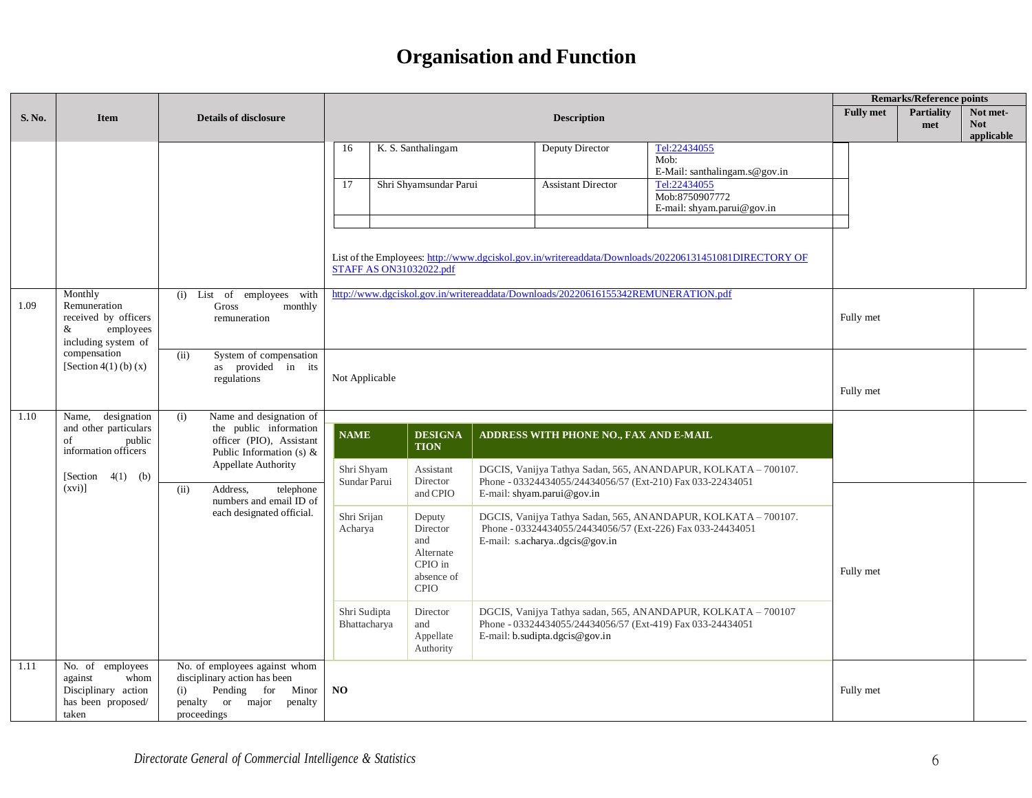# Organisation and Function

| S. No. | Item | Details of disclosure | Description | Remarks/Reference points | | |
|---|---|---|---|---|---|---|
| | | | | Fully met | Partiality met | Not met- Not applicable |
| | | | 16 \| K. S. Santhalingam \| Deputy Director \| Tel:22434055 Mob: E-Mail: santhalingam.s@gov.in<br>17 \| Shri Shyamsundar Parui \| Assistant Director \| Tel:22434055 Mob:8750907772 E-mail: shyam.parui@gov.in<br><br>List of the Employees: http://www.dgciskol.gov.in/writereaddata/Downloads/202206131451081DIRECTORY OF STAFF AS ON31032022.pdf | | | |
| 1.09 | Monthly Remuneration received by officers & employees including system of compensation [Section 4(1) (b) (x) | (i) List of employees with Gross monthly remuneration | http://www.dgciskol.gov.in/writereaddata/Downloads/20220616155342REMUNERATION.pdf | Fully met | | |
| | | (ii) System of compensation as provided in its regulations | Not Applicable | Fully met | | |
| 1.10 | Name, designation and other particulars of public information officers [Section 4(1) (b) (xvi)] | (i) Name and designation of the public information officer (PIO), Assistant Public Information (s) & Appellate Authority | **NAME** \| **DESIGNATION** \| **ADDRESS WITH PHONE NO., FAX AND E-MAIL**<br>Shri Shyam Sundar Parui \| Assistant Director and CPIO \| DGCIS, Vanijya Tathya Sadan, 565, ANANDAPUR, KOLKATA – 700107. Phone - 03324434055/24434056/57 (Ext-210) Fax 033-22434051 E-mail: shyam.parui@gov.in | | | |
| | | (ii) Address, telephone numbers and email ID of each designated official. | Shri Srijan Acharya \| Deputy Director and Alternate CPIO in absence of CPIO \| DGCIS, Vanijya Tathya Sadan, 565, ANANDAPUR, KOLKATA – 700107. Phone - 03324434055/24434056/57 (Ext-226) Fax 033-24434051 E-mail: s.acharya..dgcis@gov.in<br>Shri Sudipta Bhattacharya \| Director and Appellate Authority \| DGCIS, Vanijya Tathya sadan, 565, ANANDAPUR, KOLKATA – 700107 Phone - 03324434055/24434056/57 (Ext-419) Fax 033-24434051 E-mail: b.sudipta.dgcis@gov.in | Fully met | | |
| 1.11 | No. of employees against whom Disciplinary action has been proposed/ taken | No. of employees against whom disciplinary action has been (i) Pending for Minor penalty or major penalty proceedings | **NO** | Fully met | | |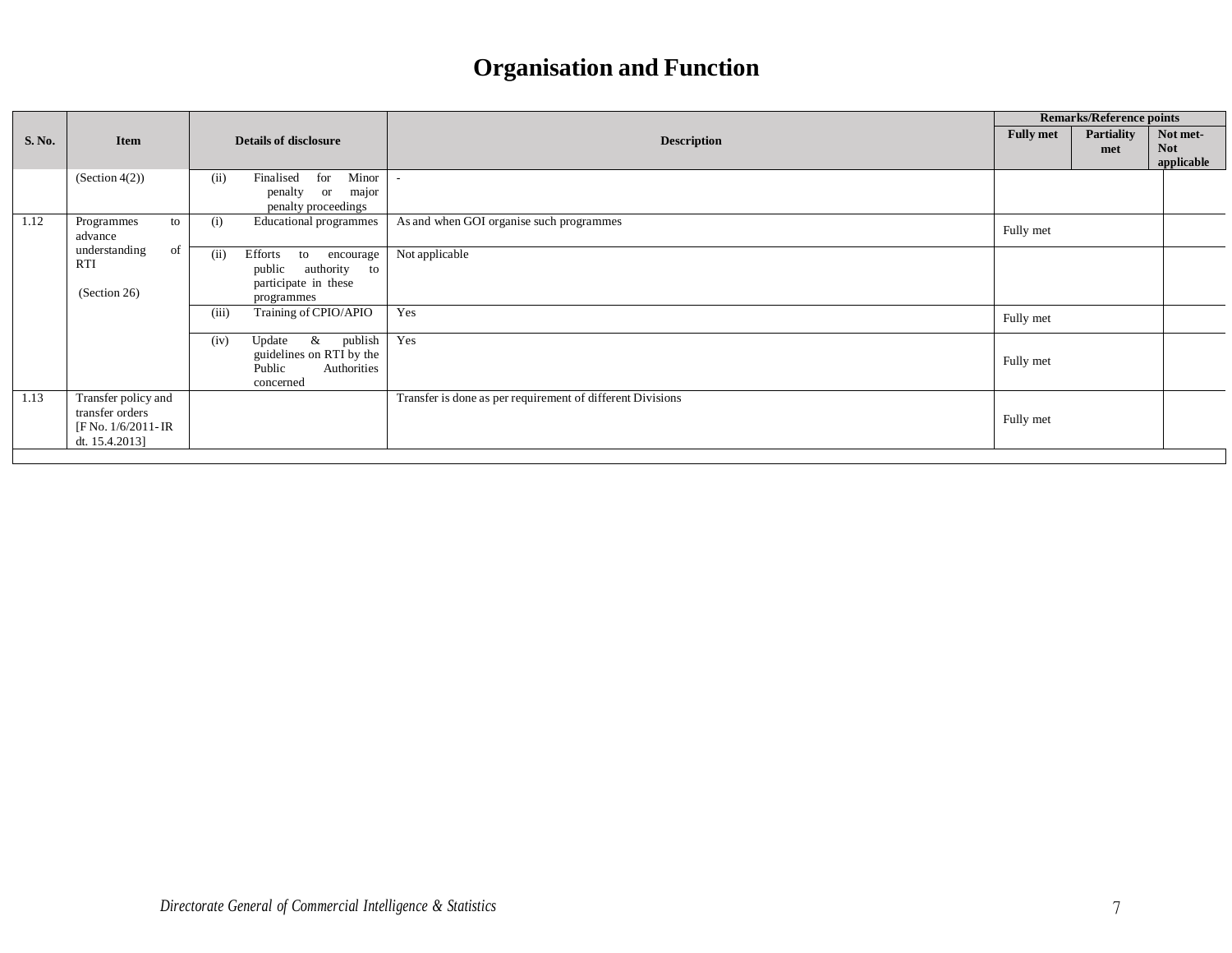# Organisation and Function

| S. No. | Item | Details of disclosure | Description | Remarks/Reference points | | |
|---|---|---|---|---|---|---|
| | | | | Fully met | Partiality met | Not met-Not applicable |
| | (Section 4(2)) | (ii) Finalised for Minor penalty or major penalty proceedings | - | | | |
| 1.12 | Programmes to advance understanding of RTI (Section 26) | (i) Educational programmes | As and when GOI organise such programmes | Fully met | | |
| | | (ii) Efforts to encourage public authority to participate in these programmes | Not applicable | | | |
| | | (iii) Training of CPIO/APIO | Yes | Fully met | | |
| | | (iv) Update & publish guidelines on RTI by the Public Authorities concerned | Yes | Fully met | | |
| 1.13 | Transfer policy and transfer orders [F No. 1/6/2011-IR dt. 15.4.2013] | | Transfer is done as per requirement of different Divisions | Fully met | | |

*Directorate General of Commercial Intelligence & Statistics*